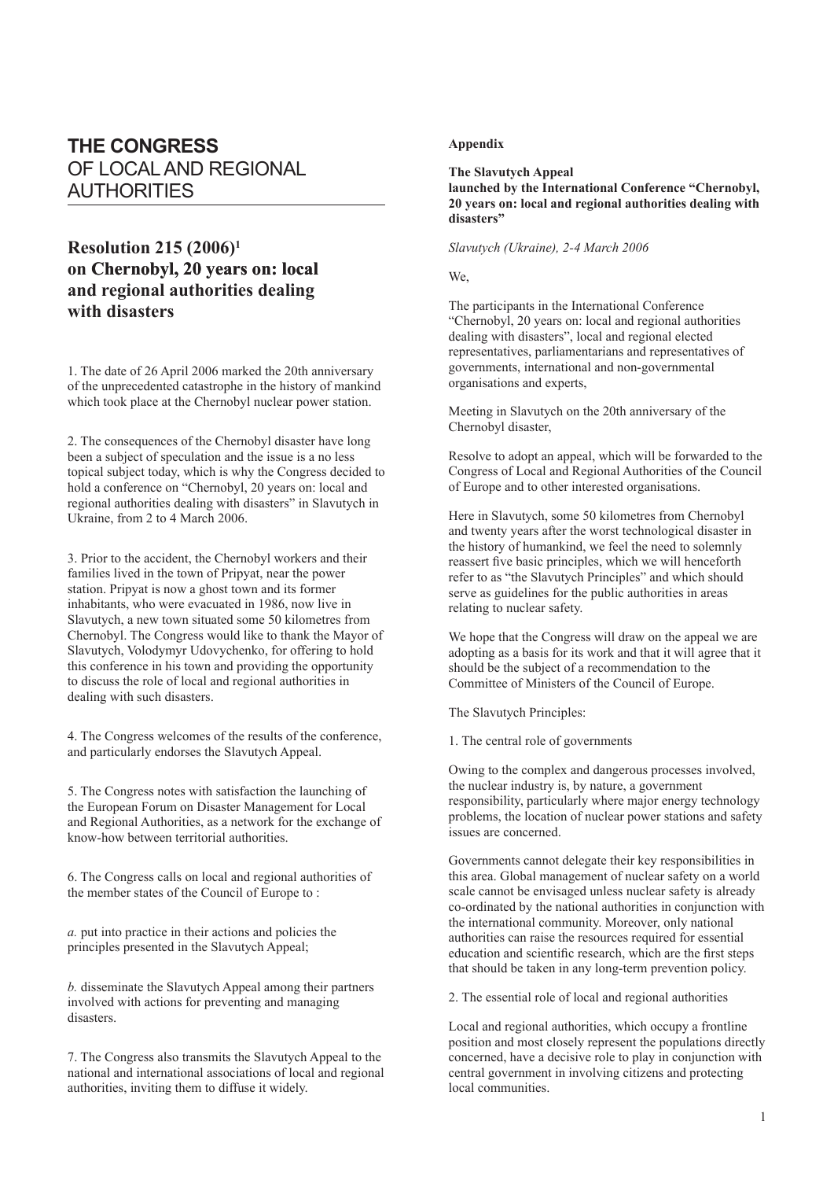# THE CONGRESS OF LOCAL AND REGIONAL AUTHORITIES

## Resolution 215 (2006)[1] on Chernobyl, 20 years on: local and regional authorities dealing with disasters

1. The date of 26 April 2006 marked the 20th anniversary of the unprecedented catastrophe in the history of mankind which took place at the Chernobyl nuclear power station.

2. The consequences of the Chernobyl disaster have long been a subject of speculation and the issue is a no less topical subject today, which is why the Congress decided to hold a conference on "Chernobyl, 20 years on: local and regional authorities dealing with disasters" in Slavutych in Ukraine, from 2 to 4 March 2006.

3. Prior to the accident, the Chernobyl workers and their families lived in the town of Pripyat, near the power station. Pripyat is now a ghost town and its former inhabitants, who were evacuated in 1986, now live in Slavutych, a new town situated some 50 kilometres from Chernobyl. The Congress would like to thank the Mayor of Slavutych, Volodymyr Udovychenko, for offering to hold this conference in his town and providing the opportunity to discuss the role of local and regional authorities in dealing with such disasters.

4. The Congress welcomes of the results of the conference, and particularly endorses the Slavutych Appeal.

5. The Congress notes with satisfaction the launching of the European Forum on Disaster Management for Local and Regional Authorities, as a network for the exchange of know-how between territorial authorities.

6. The Congress calls on local and regional authorities of the member states of the Council of Europe to :

*a.* put into practice in their actions and policies the principles presented in the Slavutych Appeal;

*b.* disseminate the Slavutych Appeal among their partners involved with actions for preventing and managing disasters.

7. The Congress also transmits the Slavutych Appeal to the national and international associations of local and regional authorities, inviting them to diffuse it widely.

**Appendix**

**The Slavutych Appeal launched by the International Conference "Chernobyl, 20 years on: local and regional authorities dealing with disasters"**

*Slavutych (Ukraine), 2-4 March 2006*

We,

The participants in the International Conference "Chernobyl, 20 years on: local and regional authorities dealing with disasters", local and regional elected representatives, parliamentarians and representatives of governments, international and non-governmental organisations and experts,

Meeting in Slavutych on the 20th anniversary of the Chernobyl disaster,

Resolve to adopt an appeal, which will be forwarded to the Congress of Local and Regional Authorities of the Council of Europe and to other interested organisations.

Here in Slavutych, some 50 kilometres from Chernobyl and twenty years after the worst technological disaster in the history of humankind, we feel the need to solemnly reassert five basic principles, which we will henceforth refer to as "the Slavutych Principles" and which should serve as guidelines for the public authorities in areas relating to nuclear safety.

We hope that the Congress will draw on the appeal we are adopting as a basis for its work and that it will agree that it should be the subject of a recommendation to the Committee of Ministers of the Council of Europe.

The Slavutych Principles:

1. The central role of governments

Owing to the complex and dangerous processes involved, the nuclear industry is, by nature, a government responsibility, particularly where major energy technology problems, the location of nuclear power stations and safety issues are concerned.

Governments cannot delegate their key responsibilities in this area. Global management of nuclear safety on a world scale cannot be envisaged unless nuclear safety is already co-ordinated by the national authorities in conjunction with the international community. Moreover, only national authorities can raise the resources required for essential education and scientific research, which are the first steps that should be taken in any long-term prevention policy.

2. The essential role of local and regional authorities

Local and regional authorities, which occupy a frontline position and most closely represent the populations directly concerned, have a decisive role to play in conjunction with central government in involving citizens and protecting local communities.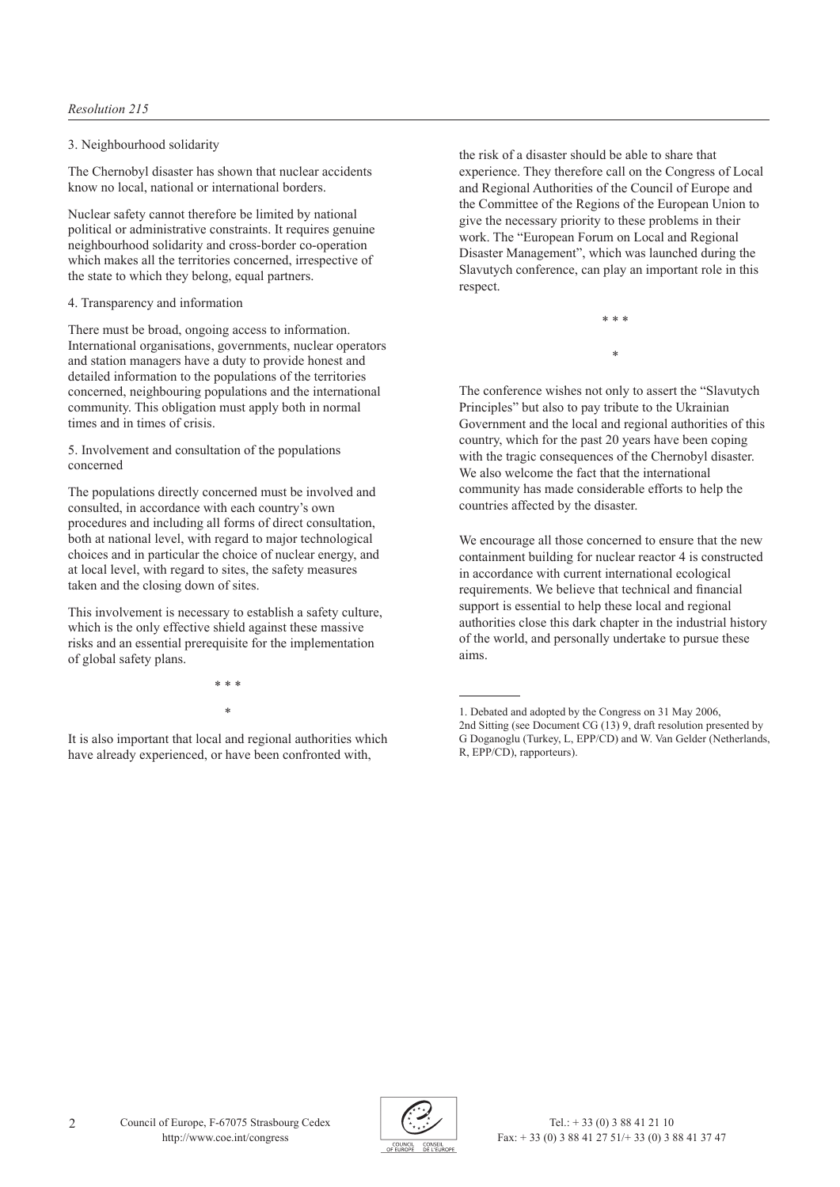3. Neighbourhood solidarity

The Chernobyl disaster has shown that nuclear accidents know no local, national or international borders.

Nuclear safety cannot therefore be limited by national political or administrative constraints. It requires genuine neighbourhood solidarity and cross-border co-operation which makes all the territories concerned, irrespective of the state to which they belong, equal partners.

4. Transparency and information

There must be broad, ongoing access to information. International organisations, governments, nuclear operators and station managers have a duty to provide honest and detailed information to the populations of the territories concerned, neighbouring populations and the international community. This obligation must apply both in normal times and in times of crisis.

5. Involvement and consultation of the populations concerned

The populations directly concerned must be involved and consulted, in accordance with each country's own procedures and including all forms of direct consultation, both at national level, with regard to major technological choices and in particular the choice of nuclear energy, and at local level, with regard to sites, the safety measures taken and the closing down of sites.

This involvement is necessary to establish a safety culture, which is the only effective shield against these massive risks and an essential prerequisite for the implementation of global safety plans.

\* \* \*

\*

It is also important that local and regional authorities which have already experienced, or have been confronted with, the risk of a disaster should be able to share that experience. They therefore call on the Congress of Local and Regional Authorities of the Council of Europe and the Committee of the Regions of the European Union to give the necessary priority to these problems in their work. The "European Forum on Local and Regional Disaster Management", which was launched during the Slavutych conference, can play an important role in this respect.

\* \* \*

\*

The conference wishes not only to assert the "Slavutych Principles" but also to pay tribute to the Ukrainian Government and the local and regional authorities of this country, which for the past 20 years have been coping with the tragic consequences of the Chernobyl disaster. We also welcome the fact that the international community has made considerable efforts to help the countries affected by the disaster.

We encourage all those concerned to ensure that the new containment building for nuclear reactor 4 is constructed in accordance with current international ecological requirements. We believe that technical and financial support is essential to help these local and regional authorities close this dark chapter in the industrial history of the world, and personally undertake to pursue these aims.

---

1. Debated and adopted by the Congress on 31 May 2006, 2nd Sitting (see Document CG (13) 9, draft resolution presented by G Doganoglu (Turkey, L, EPP/CD) and W. Van Gelder (Netherlands, R, EPP/CD), rapporteurs).